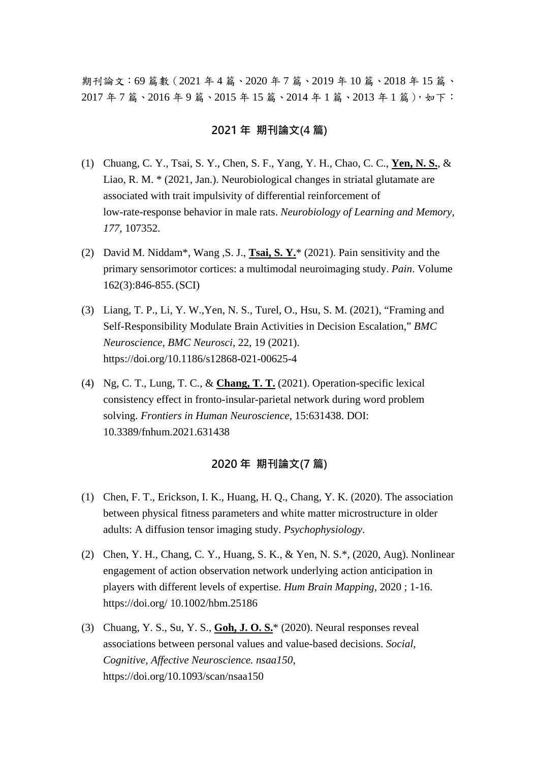期刊論文：69 篇數（2021 年 4 篇、2020 年 7 篇、2019 年 10 篇、2018 年 15 篇、2017 年 7 篇、2016 年 9 篇、2015 年 15 篇、2014 年 1 篇、2013 年 1 篇），如下：

## 2021 年 期刊論文(4 篇)

(1) Chuang, C. Y., Tsai, S. Y., Chen, S. F., Yang, Y. H., Chao, C. C., **Yen, N. S.**, & Liao, R. M. * (2021, Jan.). Neurobiological changes in striatal glutamate are associated with trait impulsivity of differential reinforcement of low-rate-response behavior in male rats. *Neurobiology of Learning and Memory, 177*, 107352.

(2) David M. Niddam*, Wang ,S. J., **Tsai, S. Y.*** (2021). Pain sensitivity and the primary sensorimotor cortices: a multimodal neuroimaging study. *Pain*. Volume 162(3):846-855. (SCI)

(3) Liang, T. P., Li, Y. W.,Yen, N. S., Turel, O., Hsu, S. M. (2021), "Framing and Self-Responsibility Modulate Brain Activities in Decision Escalation," *BMC Neuroscience*, *BMC Neurosci*, 22, 19 (2021). https://doi.org/10.1186/s12868-021-00625-4

(4) Ng, C. T., Lung, T. C., & **Chang, T. T.** (2021). Operation-specific lexical consistency effect in fronto-insular-parietal network during word problem solving. *Frontiers in Human Neuroscience*, 15:631438. DOI: 10.3389/fnhum.2021.631438

## 2020 年 期刊論文(7 篇)

(1) Chen, F. T., Erickson, I. K., Huang, H. Q., Chang, Y. K. (2020). The association between physical fitness parameters and white matter microstructure in older adults: A diffusion tensor imaging study. *Psychophysiology*.

(2) Chen, Y. H., Chang, C. Y., Huang, S. K., & Yen, N. S.*, (2020, Aug). Nonlinear engagement of action observation network underlying action anticipation in players with different levels of expertise. *Hum Brain Mapping*, 2020 ; 1-16. https://doi.org/ 10.1002/hbm.25186

(3) Chuang, Y. S., Su, Y. S., **Goh, J. O. S.*** (2020). Neural responses reveal associations between personal values and value-based decisions. *Social, Cognitive, Affective Neuroscience. nsaa150*, https://doi.org/10.1093/scan/nsaa150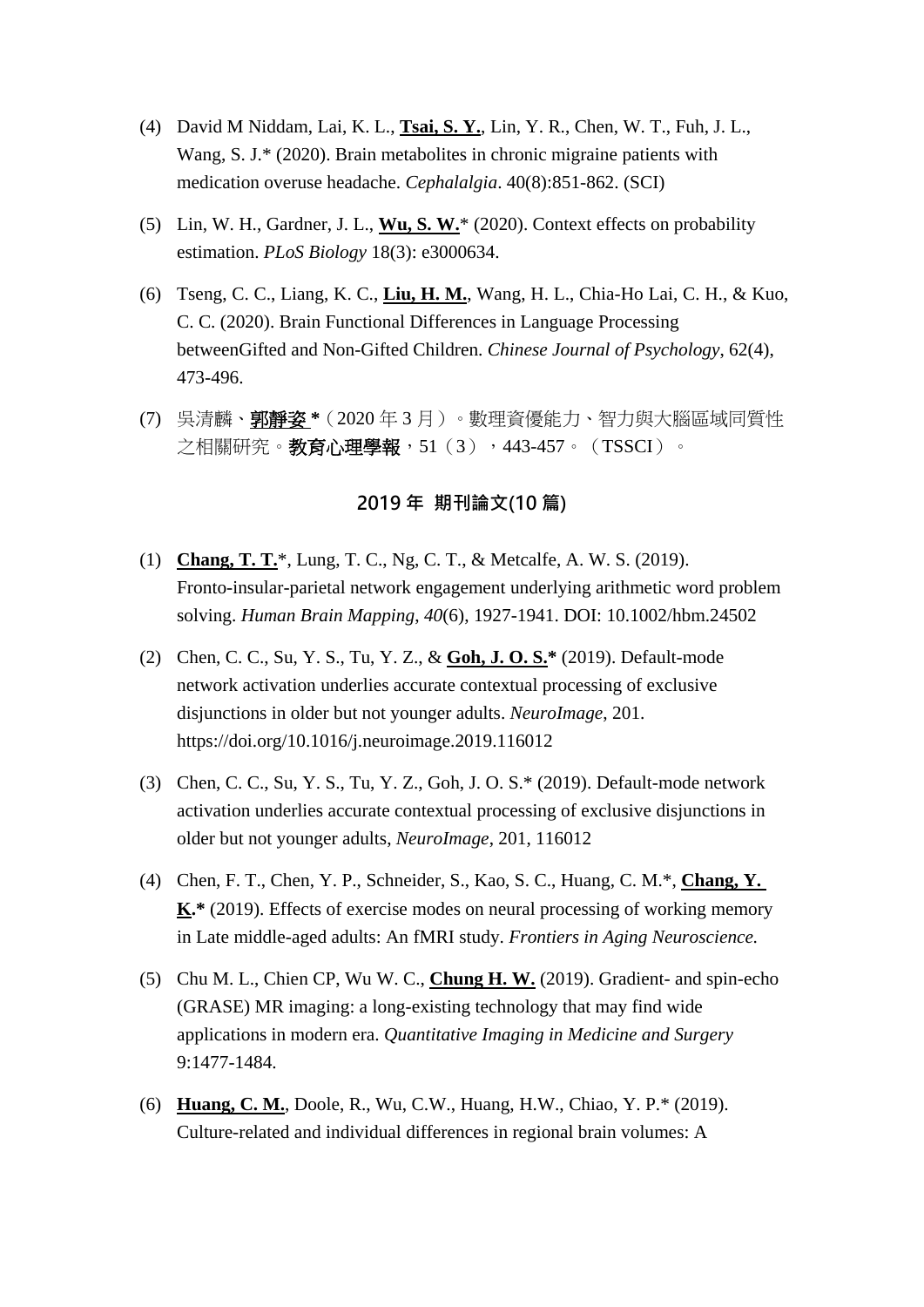(4) David M Niddam, Lai, K. L., **<u>Tsai, S. Y.</u>**, Lin, Y. R., Chen, W. T., Fuh, J. L., Wang, S. J.* (2020). Brain metabolites in chronic migraine patients with medication overuse headache. *Cephalalgia*. 40(8):851-862. (SCI)

(5) Lin, W. H., Gardner, J. L., **<u>Wu, S. W.</u>*** (2020). Context effects on probability estimation. *PLoS Biology* 18(3): e3000634.

(6) Tseng, C. C., Liang, K. C., **<u>Liu, H. M.</u>**, Wang, H. L., Chia-Ho Lai, C. H., & Kuo, C. C. (2020). Brain Functional Differences in Language Processing betweenGifted and Non-Gifted Children. *Chinese Journal of Psychology*, 62(4), 473-496.

(7) 吳清麟、**<u>郭靜姿 *</u>**（2020 年 3 月）。數理資優能力、智力與大腦區域同質性之相關研究。**教育心理學報**，51（3），443-457。（TSSCI）。

## 2019 年 期刊論文(10 篇)

(1) **<u>Chang, T. T.</u>***, Lung, T. C., Ng, C. T., & Metcalfe, A. W. S. (2019). Fronto-insular-parietal network engagement underlying arithmetic word problem solving. *Human Brain Mapping*, *40*(6), 1927-1941. DOI: 10.1002/hbm.24502

(2) Chen, C. C., Su, Y. S., Tu, Y. Z., & **<u>Goh, J. O. S.*</u>** (2019). Default-mode network activation underlies accurate contextual processing of exclusive disjunctions in older but not younger adults. *NeuroImage*, 201. https://doi.org/10.1016/j.neuroimage.2019.116012

(3) Chen, C. C., Su, Y. S., Tu, Y. Z., Goh, J. O. S.* (2019). Default-mode network activation underlies accurate contextual processing of exclusive disjunctions in older but not younger adults, *NeuroImage*, 201, 116012

(4) Chen, F. T., Chen, Y. P., Schneider, S., Kao, S. C., Huang, C. M.*, **<u>Chang, Y. K.</u>*** (2019). Effects of exercise modes on neural processing of working memory in Late middle-aged adults: An fMRI study. *Frontiers in Aging Neuroscience.*

(5) Chu M. L., Chien CP, Wu W. C., **<u>Chung H. W.</u>** (2019). Gradient- and spin-echo (GRASE) MR imaging: a long-existing technology that may find wide applications in modern era. *Quantitative Imaging in Medicine and Surgery* 9:1477-1484.

(6) **<u>Huang, C. M.</u>**, Doole, R., Wu, C.W., Huang, H.W., Chiao, Y. P.* (2019). Culture-related and individual differences in regional brain volumes: A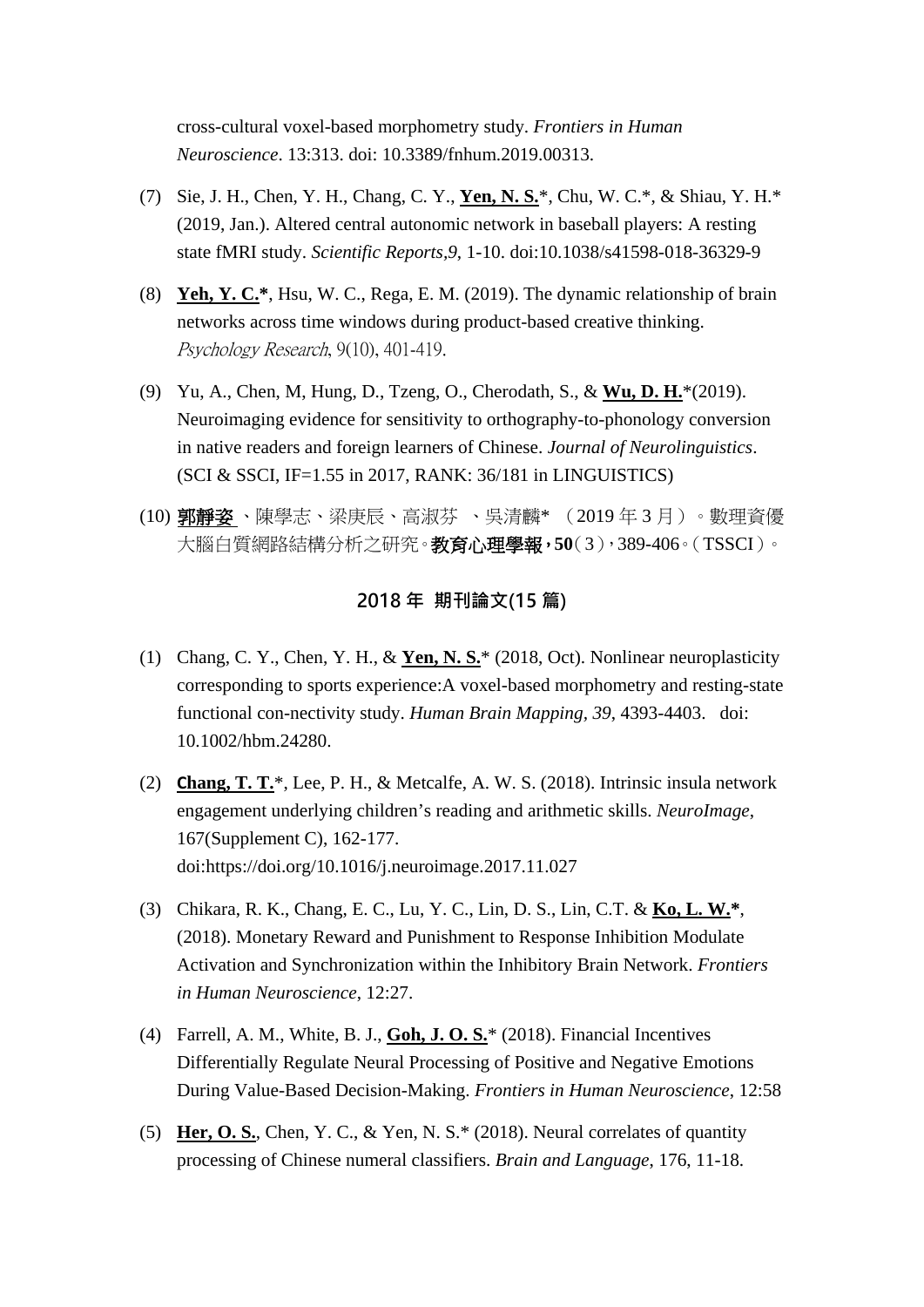cross-cultural voxel-based morphometry study. *Frontiers in Human Neuroscience*. 13:313. doi: 10.3389/fnhum.2019.00313.

(7) Sie, J. H., Chen, Y. H., Chang, C. Y., **Yen, N. S.***, Chu, W. C.*, & Shiau, Y. H.* (2019, Jan.). Altered central autonomic network in baseball players: A resting state fMRI study. *Scientific Reports,9*, 1-10. doi:10.1038/s41598-018-36329-9

(8) **Yeh, Y. C.***, Hsu, W. C., Rega, E. M. (2019). The dynamic relationship of brain networks across time windows during product-based creative thinking. *Psychology Research*, 9(10), 401-419.

(9) Yu, A., Chen, M, Hung, D., Tzeng, O., Cherodath, S., & **Wu, D. H.***(2019). Neuroimaging evidence for sensitivity to orthography-to-phonology conversion in native readers and foreign learners of Chinese. *Journal of Neurolinguistics*. (SCI & SSCI, IF=1.55 in 2017, RANK: 36/181 in LINGUISTICS)

(10) **郭靜姿**、陳學志、梁庚辰、高淑芬 、吳清麟* （2019 年 3 月）。數理資優大腦白質網路結構分析之研究。**教育心理學報，50**（3），389-406。（TSSCI）。

## 2018 年 期刊論文(15 篇)

(1) Chang, C. Y., Chen, Y. H., & **Yen, N. S.*** (2018, Oct). Nonlinear neuroplasticity corresponding to sports experience:A voxel-based morphometry and resting-state functional con-nectivity study. *Human Brain Mapping, 39*, 4393-4403. doi: 10.1002/hbm.24280.

(2) **Chang, T. T.***, Lee, P. H., & Metcalfe, A. W. S. (2018). Intrinsic insula network engagement underlying children's reading and arithmetic skills. *NeuroImage*, 167(Supplement C), 162-177. doi:https://doi.org/10.1016/j.neuroimage.2017.11.027

(3) Chikara, R. K., Chang, E. C., Lu, Y. C., Lin, D. S., Lin, C.T. & **Ko, L. W.***, (2018). Monetary Reward and Punishment to Response Inhibition Modulate Activation and Synchronization within the Inhibitory Brain Network. *Frontiers in Human Neuroscience*, 12:27.

(4) Farrell, A. M., White, B. J., **Goh, J. O. S.*** (2018). Financial Incentives Differentially Regulate Neural Processing of Positive and Negative Emotions During Value-Based Decision-Making. *Frontiers in Human Neuroscience*, 12:58

(5) **Her, O. S.**, Chen, Y. C., & Yen, N. S.* (2018). Neural correlates of quantity processing of Chinese numeral classifiers. *Brain and Language*, 176, 11-18.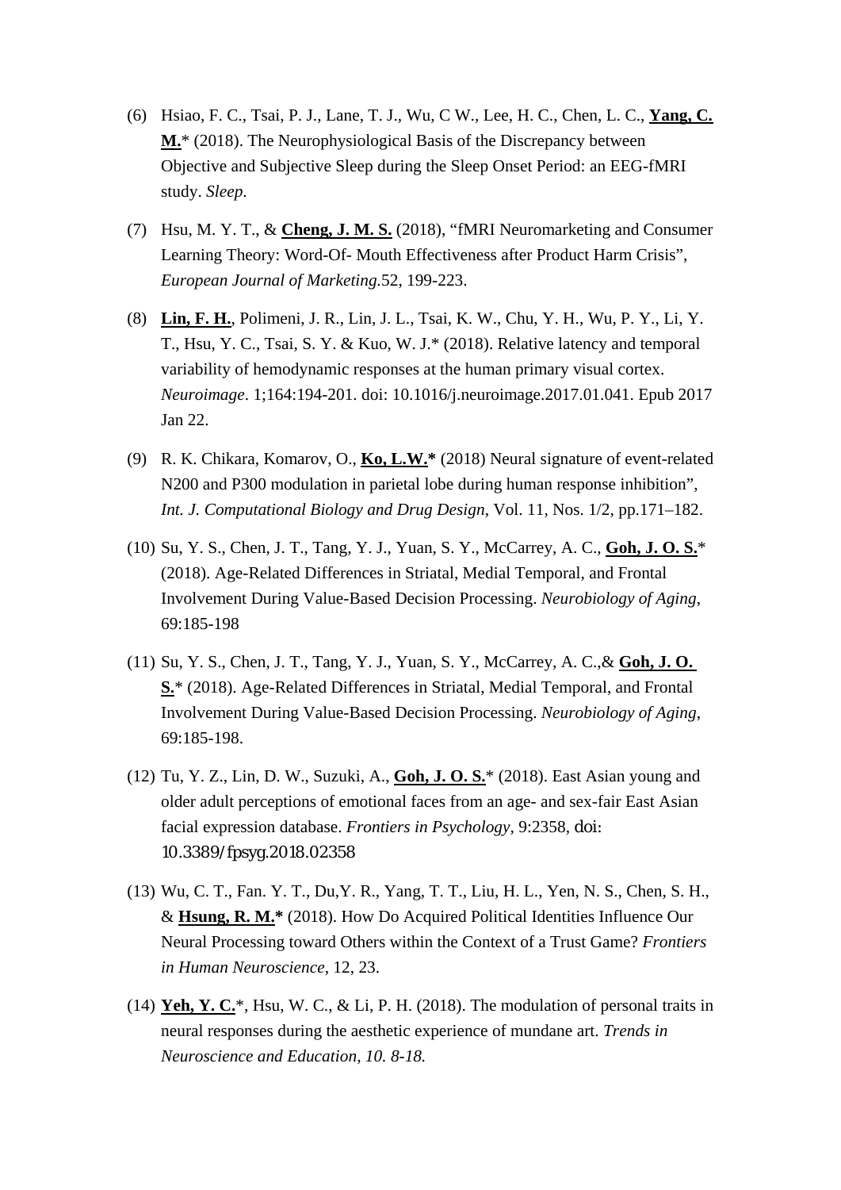(6) Hsiao, F. C., Tsai, P. J., Lane, T. J., Wu, C W., Lee, H. C., Chen, L. C., **Yang, C. M.*** (2018). The Neurophysiological Basis of the Discrepancy between Objective and Subjective Sleep during the Sleep Onset Period: an EEG-fMRI study. *Sleep*.

(7) Hsu, M. Y. T., & **Cheng, J. M. S.** (2018), "fMRI Neuromarketing and Consumer Learning Theory: Word-Of- Mouth Effectiveness after Product Harm Crisis", *European Journal of Marketing*.52, 199-223.

(8) **Lin, F. H.**, Polimeni, J. R., Lin, J. L., Tsai, K. W., Chu, Y. H., Wu, P. Y., Li, Y. T., Hsu, Y. C., Tsai, S. Y. & Kuo, W. J.* (2018). Relative latency and temporal variability of hemodynamic responses at the human primary visual cortex. *Neuroimage*. 1;164:194-201. doi: 10.1016/j.neuroimage.2017.01.041. Epub 2017 Jan 22.

(9) R. K. Chikara, Komarov, O., **Ko, L.W.*** (2018) Neural signature of event-related N200 and P300 modulation in parietal lobe during human response inhibition", *Int. J. Computational Biology and Drug Design*, Vol. 11, Nos. 1/2, pp.171–182.

(10) Su, Y. S., Chen, J. T., Tang, Y. J., Yuan, S. Y., McCarrey, A. C., **Goh, J. O. S.*** (2018). Age-Related Differences in Striatal, Medial Temporal, and Frontal Involvement During Value-Based Decision Processing. *Neurobiology of Aging*, 69:185-198

(11) Su, Y. S., Chen, J. T., Tang, Y. J., Yuan, S. Y., McCarrey, A. C.,& **Goh, J. O. S.*** (2018). Age-Related Differences in Striatal, Medial Temporal, and Frontal Involvement During Value-Based Decision Processing. *Neurobiology of Aging*, 69:185-198.

(12) Tu, Y. Z., Lin, D. W., Suzuki, A., **Goh, J. O. S.*** (2018). East Asian young and older adult perceptions of emotional faces from an age- and sex-fair East Asian facial expression database. *Frontiers in Psychology*, 9:2358, doi: 10.3389/fpsyg.2018.02358

(13) Wu, C. T., Fan. Y. T., Du,Y. R., Yang, T. T., Liu, H. L., Yen, N. S., Chen, S. H., & **Hsung, R. M.*** (2018). How Do Acquired Political Identities Influence Our Neural Processing toward Others within the Context of a Trust Game? *Frontiers in Human Neuroscience*, 12, 23.

(14) **Yeh, Y. C.***, Hsu, W. C., & Li, P. H. (2018). The modulation of personal traits in neural responses during the aesthetic experience of mundane art. *Trends in Neuroscience and Education, 10. 8-18.*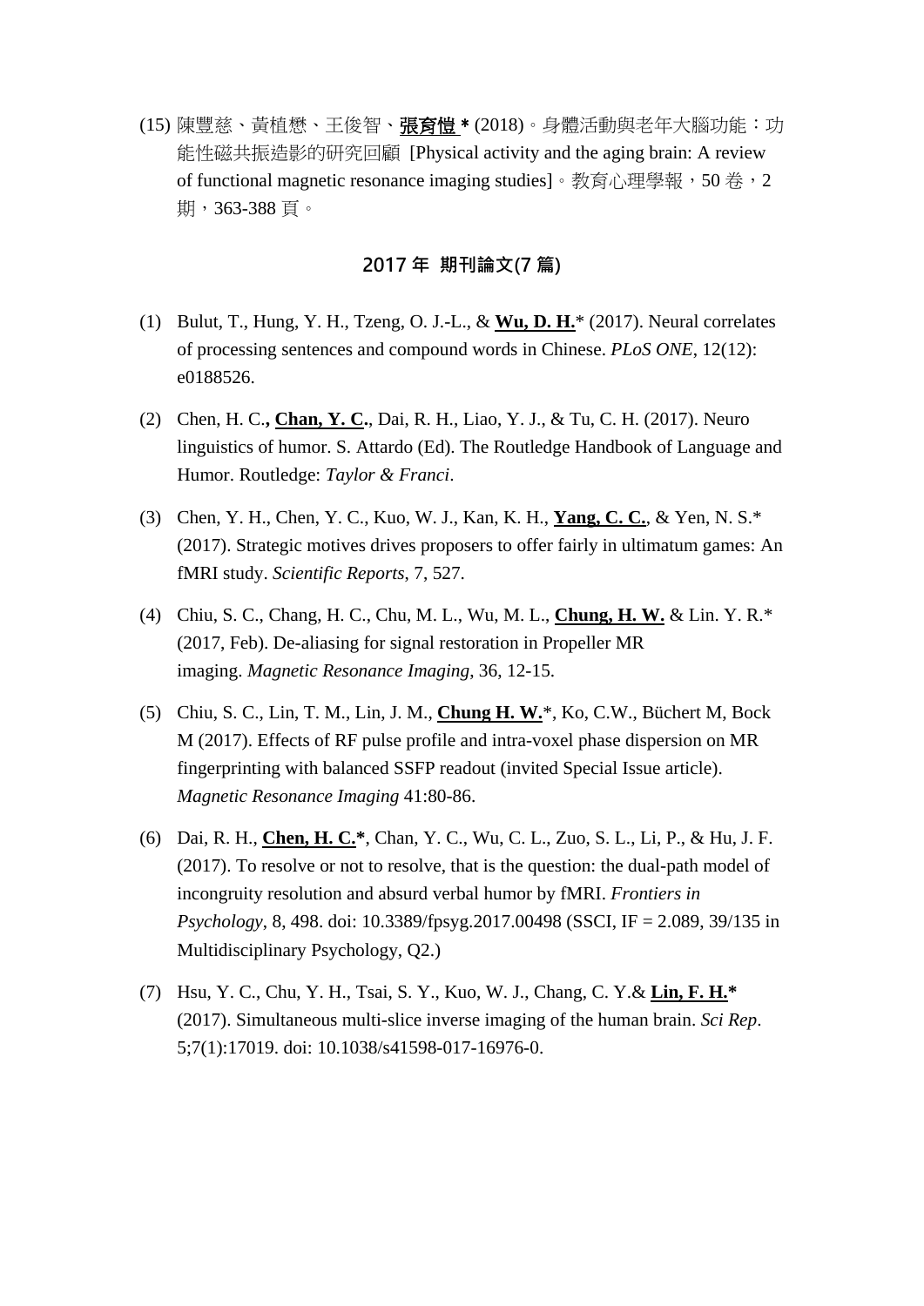(15) 陳豐慈、黃植懋、王俊智、**<u>張育愷</u>＊** (2018)。身體活動與老年大腦功能：功能性磁共振造影的研究回顧 [Physical activity and the aging brain: A review of functional magnetic resonance imaging studies]。教育心理學報，50 卷，2 期，363-388 頁。

## 2017 年 期刊論文(7 篇)

(1) Bulut, T., Hung, Y. H., Tzeng, O. J.-L., & **<u>Wu, D. H.</u>*** (2017). Neural correlates of processing sentences and compound words in Chinese. *PLoS ONE*, 12(12): e0188526.

(2) Chen, H. C.**,** **<u>Chan, Y. C</u>.**, Dai, R. H., Liao, Y. J., & Tu, C. H. (2017). Neuro linguistics of humor. S. Attardo (Ed). The Routledge Handbook of Language and Humor. Routledge: *Taylor & Franci*.

(3) Chen, Y. H., Chen, Y. C., Kuo, W. J., Kan, K. H., **<u>Yang, C. C.</u>**, & Yen, N. S.* (2017). Strategic motives drives proposers to offer fairly in ultimatum games: An fMRI study. *Scientific Reports*, 7, 527.

(4) Chiu, S. C., Chang, H. C., Chu, M. L., Wu, M. L., **<u>Chung, H. W.</u>** & Lin. Y. R.* (2017, Feb). De-aliasing for signal restoration in Propeller MR imaging. *Magnetic Resonance Imaging*, 36, 12-15.

(5) Chiu, S. C., Lin, T. M., Lin, J. M., **<u>Chung H. W.</u>***, Ko, C.W., Büchert M, Bock M (2017). Effects of RF pulse profile and intra-voxel phase dispersion on MR fingerprinting with balanced SSFP readout (invited Special Issue article). *Magnetic Resonance Imaging* 41:80-86.

(6) Dai, R. H., **<u>Chen, H. C.</u>***, Chan, Y. C., Wu, C. L., Zuo, S. L., Li, P., & Hu, J. F. (2017). To resolve or not to resolve, that is the question: the dual-path model of incongruity resolution and absurd verbal humor by fMRI. *Frontiers in Psychology*, 8, 498. doi: 10.3389/fpsyg.2017.00498 (SSCI, IF = 2.089, 39/135 in Multidisciplinary Psychology, Q2.)

(7) Hsu, Y. C., Chu, Y. H., Tsai, S. Y., Kuo, W. J., Chang, C. Y.& **<u>Lin, F. H.</u>*** (2017). Simultaneous multi-slice inverse imaging of the human brain. *Sci Rep*. 5;7(1):17019. doi: 10.1038/s41598-017-16976-0.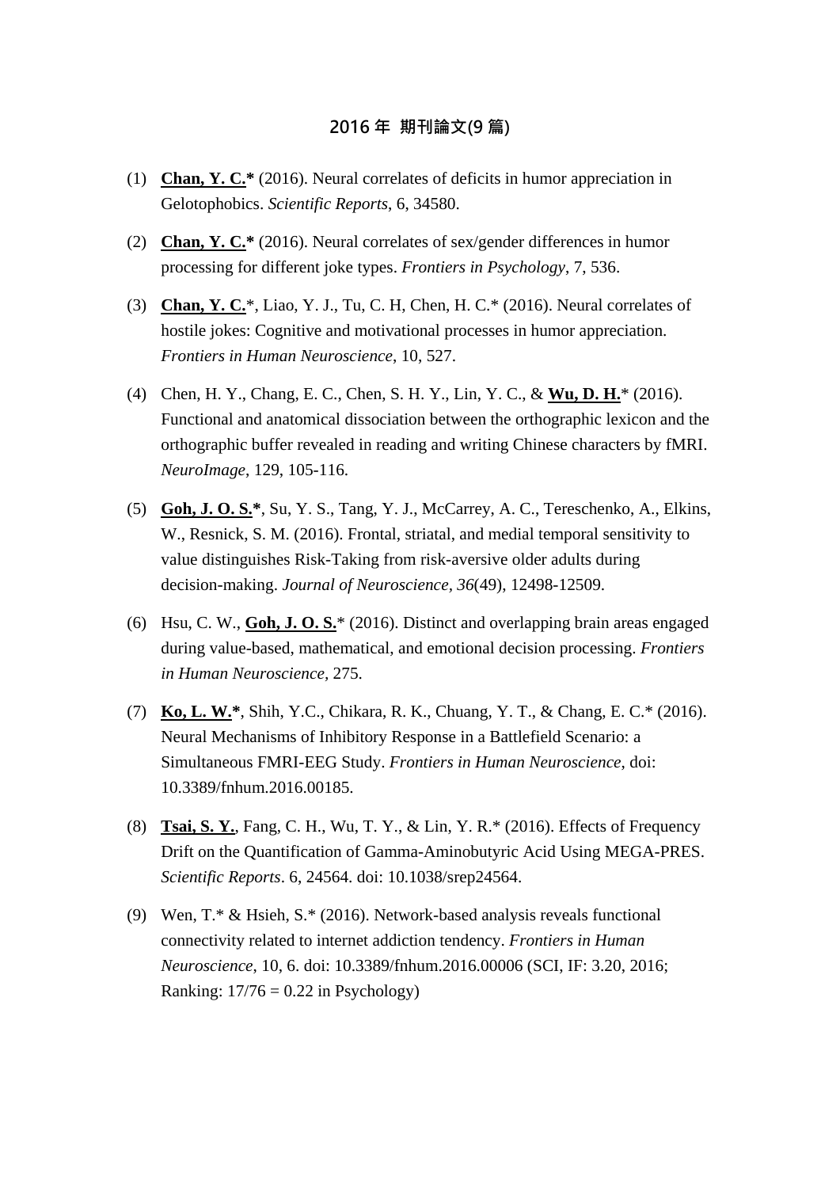## 2016 年 期刊論文(9 篇)

(1) **<u>Chan, Y. C.</u>*** (2016). Neural correlates of deficits in humor appreciation in Gelotophobics. *Scientific Reports*, 6, 34580.

(2) **<u>Chan, Y. C.</u>*** (2016). Neural correlates of sex/gender differences in humor processing for different joke types. *Frontiers in Psychology*, 7, 536.

(3) **<u>Chan, Y. C.</u>***, Liao, Y. J., Tu, C. H, Chen, H. C.* (2016). Neural correlates of hostile jokes: Cognitive and motivational processes in humor appreciation. *Frontiers in Human Neuroscience*, 10, 527.

(4) Chen, H. Y., Chang, E. C., Chen, S. H. Y., Lin, Y. C., & **<u>Wu, D. H.</u>*** (2016). Functional and anatomical dissociation between the orthographic lexicon and the orthographic buffer revealed in reading and writing Chinese characters by fMRI. *NeuroImage*, 129, 105-116.

(5) **<u>Goh, J. O. S.</u>***, Su, Y. S., Tang, Y. J., McCarrey, A. C., Tereschenko, A., Elkins, W., Resnick, S. M. (2016). Frontal, striatal, and medial temporal sensitivity to value distinguishes Risk-Taking from risk-aversive older adults during decision-making. *Journal of Neuroscience*, *36*(49), 12498-12509.

(6) Hsu, C. W., **<u>Goh, J. O. S.</u>*** (2016). Distinct and overlapping brain areas engaged during value-based, mathematical, and emotional decision processing. *Frontiers in Human Neuroscience*, 275.

(7) **<u>Ko, L. W.</u>***, Shih, Y.C., Chikara, R. K., Chuang, Y. T., & Chang, E. C.* (2016). Neural Mechanisms of Inhibitory Response in a Battlefield Scenario: a Simultaneous FMRI-EEG Study. *Frontiers in Human Neuroscience*, doi: 10.3389/fnhum.2016.00185.

(8) **<u>Tsai, S. Y.</u>**, Fang, C. H., Wu, T. Y., & Lin, Y. R.* (2016). Effects of Frequency Drift on the Quantification of Gamma-Aminobutyric Acid Using MEGA-PRES. *Scientific Reports*. 6, 24564. doi: 10.1038/srep24564.

(9) Wen, T.* & Hsieh, S.* (2016). Network-based analysis reveals functional connectivity related to internet addiction tendency. *Frontiers in Human Neuroscience*, 10, 6. doi: 10.3389/fnhum.2016.00006 (SCI, IF: 3.20, 2016; Ranking: 17/76 = 0.22 in Psychology)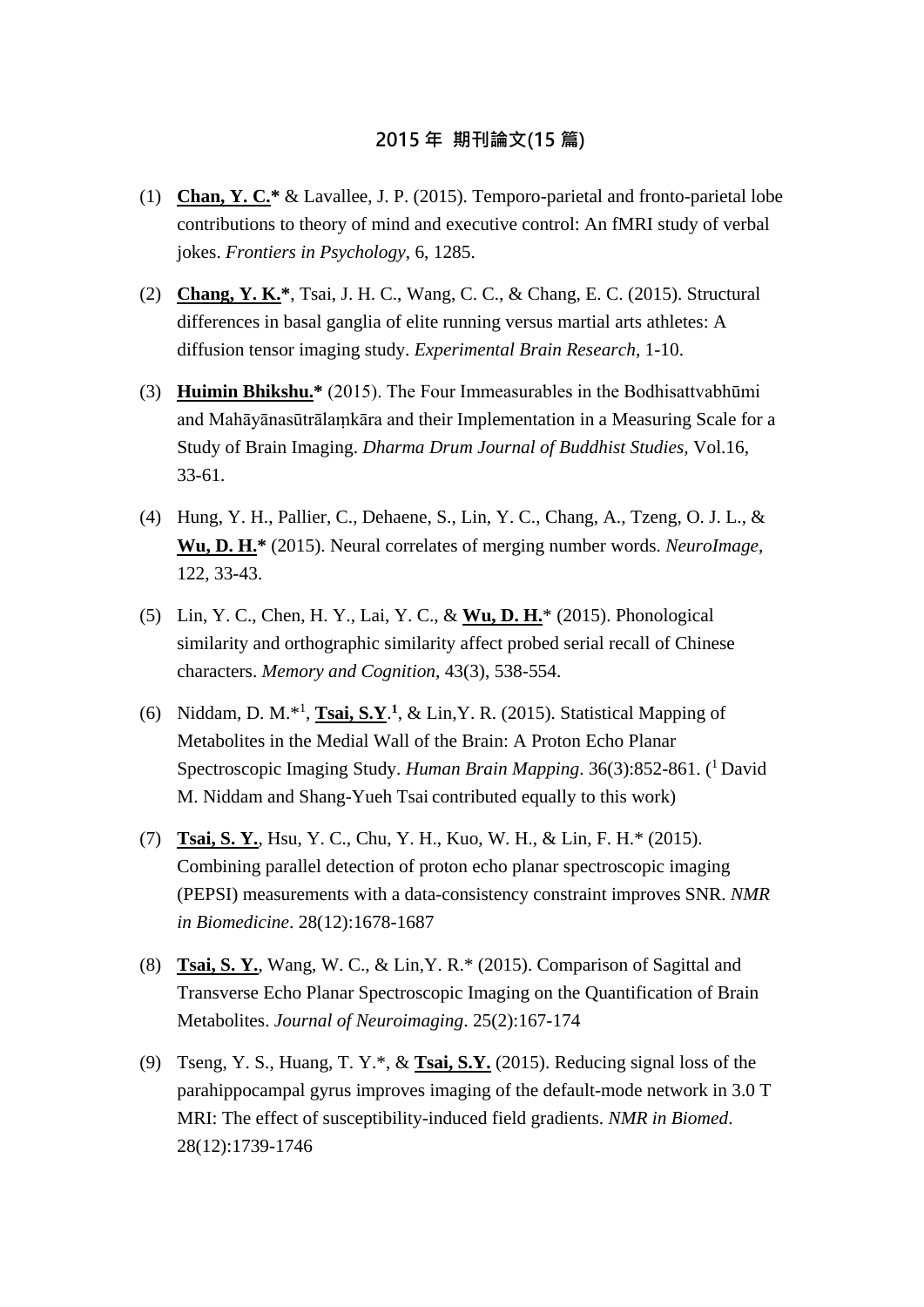## 2015 年 期刊論文(15 篇)

(1) **<u>Chan, Y. C.</u>\*** & Lavallee, J. P. (2015). Temporo-parietal and fronto-parietal lobe contributions to theory of mind and executive control: An fMRI study of verbal jokes. *Frontiers in Psychology*, 6, 1285.

(2) **<u>Chang, Y. K.</u>\***, Tsai, J. H. C., Wang, C. C., & Chang, E. C. (2015). Structural differences in basal ganglia of elite running versus martial arts athletes: A diffusion tensor imaging study. *Experimental Brain Research*, 1-10.

(3) **<u>Huimin Bhikshu.</u>\*** (2015). The Four Immeasurables in the Bodhisattvabhūmi and Mahāyānasūtrālaṃkāra and their Implementation in a Measuring Scale for a Study of Brain Imaging. *Dharma Drum Journal of Buddhist Studies,* Vol.16, 33-61.

(4) Hung, Y. H., Pallier, C., Dehaene, S., Lin, Y. C., Chang, A., Tzeng, O. J. L., & **<u>Wu, D. H.</u>\*** (2015). Neural correlates of merging number words. *NeuroImage*, 122, 33-43.

(5) Lin, Y. C., Chen, H. Y., Lai, Y. C., & **<u>Wu, D. H.</u>**\* (2015). Phonological similarity and orthographic similarity affect probed serial recall of Chinese characters. *Memory and Cognition*, 43(3), 538-554.

(6) Niddam, D. M.*[1], **<u>Tsai, S.Y</u>.[1]**, & Lin,Y. R. (2015). Statistical Mapping of Metabolites in the Medial Wall of the Brain: A Proton Echo Planar Spectroscopic Imaging Study. *Human Brain Mapping*. 36(3):852-861. ([1] David M. Niddam and Shang-Yueh Tsai contributed equally to this work)

(7) **<u>Tsai, S. Y.</u>**, Hsu, Y. C., Chu, Y. H., Kuo, W. H., & Lin, F. H.* (2015). Combining parallel detection of proton echo planar spectroscopic imaging (PEPSI) measurements with a data-consistency constraint improves SNR. *NMR in Biomedicine*. 28(12):1678-1687

(8) **<u>Tsai, S. Y.</u>**, Wang, W. C., & Lin,Y. R.* (2015). Comparison of Sagittal and Transverse Echo Planar Spectroscopic Imaging on the Quantification of Brain Metabolites. *Journal of Neuroimaging*. 25(2):167-174

(9) Tseng, Y. S., Huang, T. Y.*, & **<u>Tsai, S.Y.</u>** (2015). Reducing signal loss of the parahippocampal gyrus improves imaging of the default-mode network in 3.0 T MRI: The effect of susceptibility-induced field gradients. *NMR in Biomed*. 28(12):1739-1746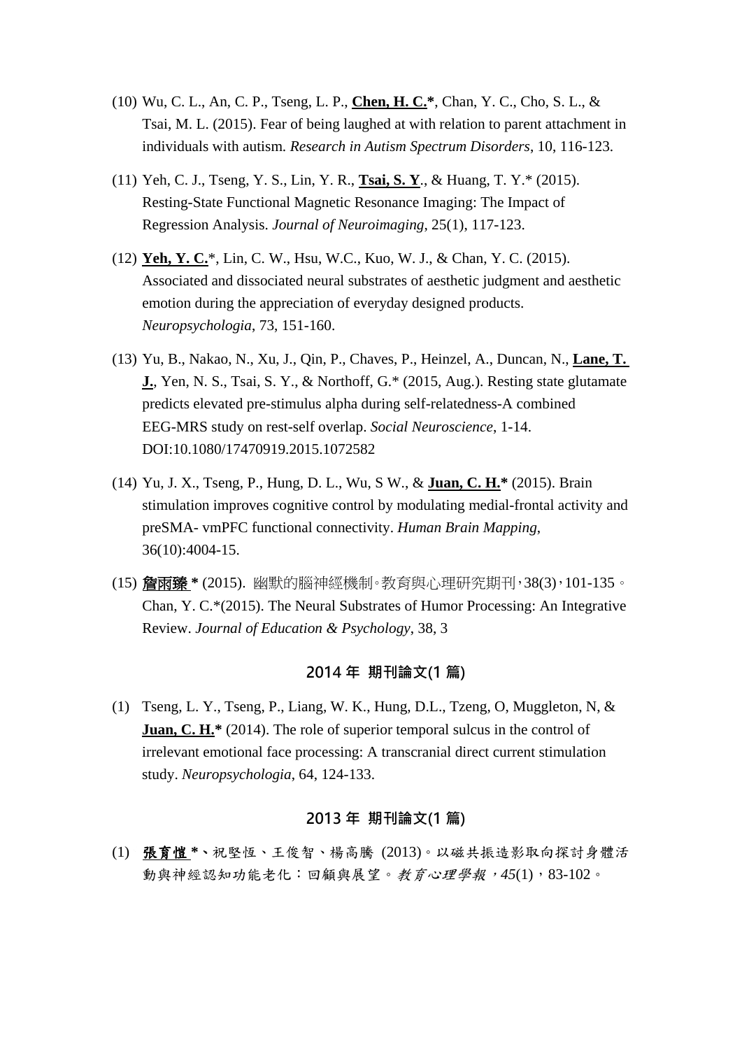(10) Wu, C. L., An, C. P., Tseng, L. P., **<u>Chen, H. C.</u>\***, Chan, Y. C., Cho, S. L., & Tsai, M. L. (2015). Fear of being laughed at with relation to parent attachment in individuals with autism. *Research in Autism Spectrum Disorders*, 10, 116-123.

(11) Yeh, C. J., Tseng, Y. S., Lin, Y. R., **<u>Tsai, S. Y</u>**., & Huang, T. Y.* (2015). Resting-State Functional Magnetic Resonance Imaging: The Impact of Regression Analysis. *Journal of Neuroimaging*, 25(1), 117-123.

(12) **<u>Yeh, Y. C.</u>***, Lin, C. W., Hsu, W.C., Kuo, W. J., & Chan, Y. C. (2015). Associated and dissociated neural substrates of aesthetic judgment and aesthetic emotion during the appreciation of everyday designed products. *Neuropsychologia*, 73, 151-160.

(13) Yu, B., Nakao, N., Xu, J., Qin, P., Chaves, P., Heinzel, A., Duncan, N., **<u>Lane, T. J.</u>**, Yen, N. S., Tsai, S. Y., & Northoff, G.* (2015, Aug.). Resting state glutamate predicts elevated pre-stimulus alpha during self-relatedness-A combined EEG-MRS study on rest-self overlap. *Social Neuroscience*, 1-14. DOI:10.1080/17470919.2015.1072582

(14) Yu, J. X., Tseng, P., Hung, D. L., Wu, S W., & **<u>Juan, C. H.</u>\*** (2015). Brain stimulation improves cognitive control by modulating medial-frontal activity and preSMA- vmPFC functional connectivity. *Human Brain Mapping*, 36(10):4004-15.

(15) **<u>詹雨臻</u> \*** (2015). 幽默的腦神經機制。教育與心理研究期刊，38(3)，101-135。Chan, Y. C.*(2015). The Neural Substrates of Humor Processing: An Integrative Review. *Journal of Education & Psychology*, 38, 3

### 2014 年 期刊論文(1 篇)

(1) Tseng, L. Y., Tseng, P., Liang, W. K., Hung, D.L., Tzeng, O, Muggleton, N, & **<u>Juan, C. H.</u>\*** (2014). The role of superior temporal sulcus in the control of irrelevant emotional face processing: A transcranial direct current stimulation study. *Neuropsychologia*, 64, 124-133.

### 2013 年 期刊論文(1 篇)

(1) **<u>張育愷</u> \***、祝堅恆、王俊智、楊高騰 (2013)。以磁共振造影取向探討身體活動與神經認知功能老化：回顧與展望。*教育心理學報，45*(1)，83-102。